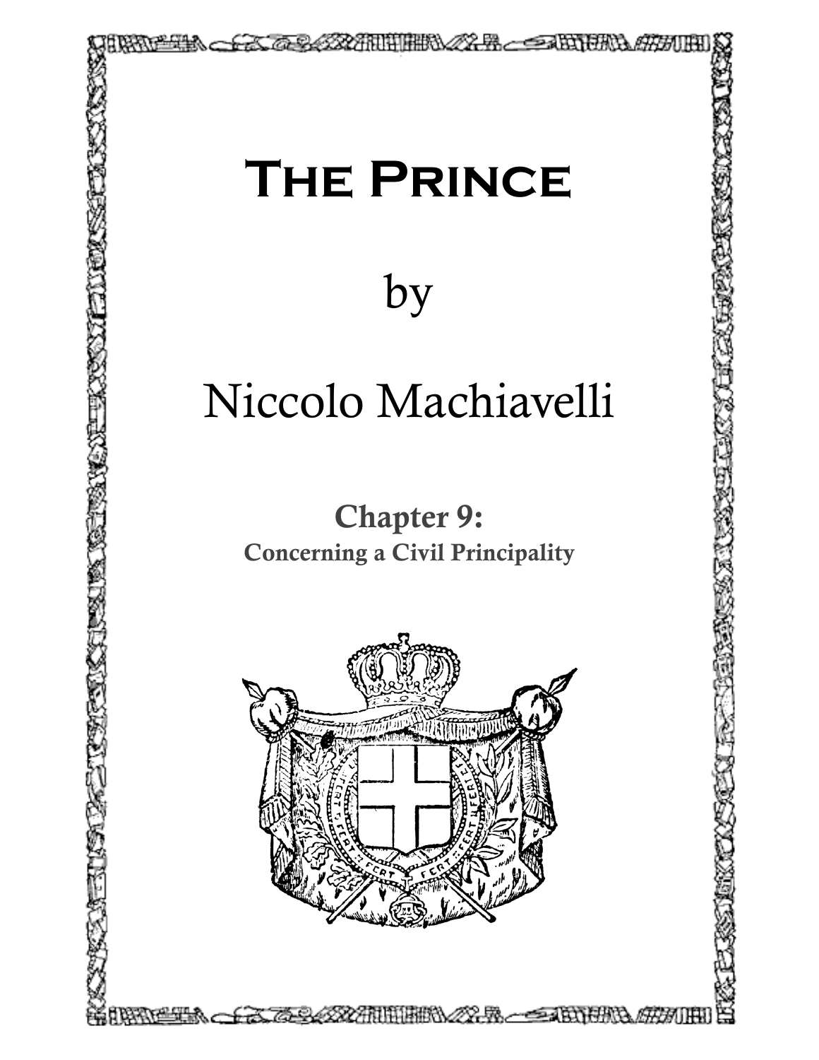# The Prince

by

Niccolo Machiavelli

## Chapter 9:

### Concerning a Civil Principality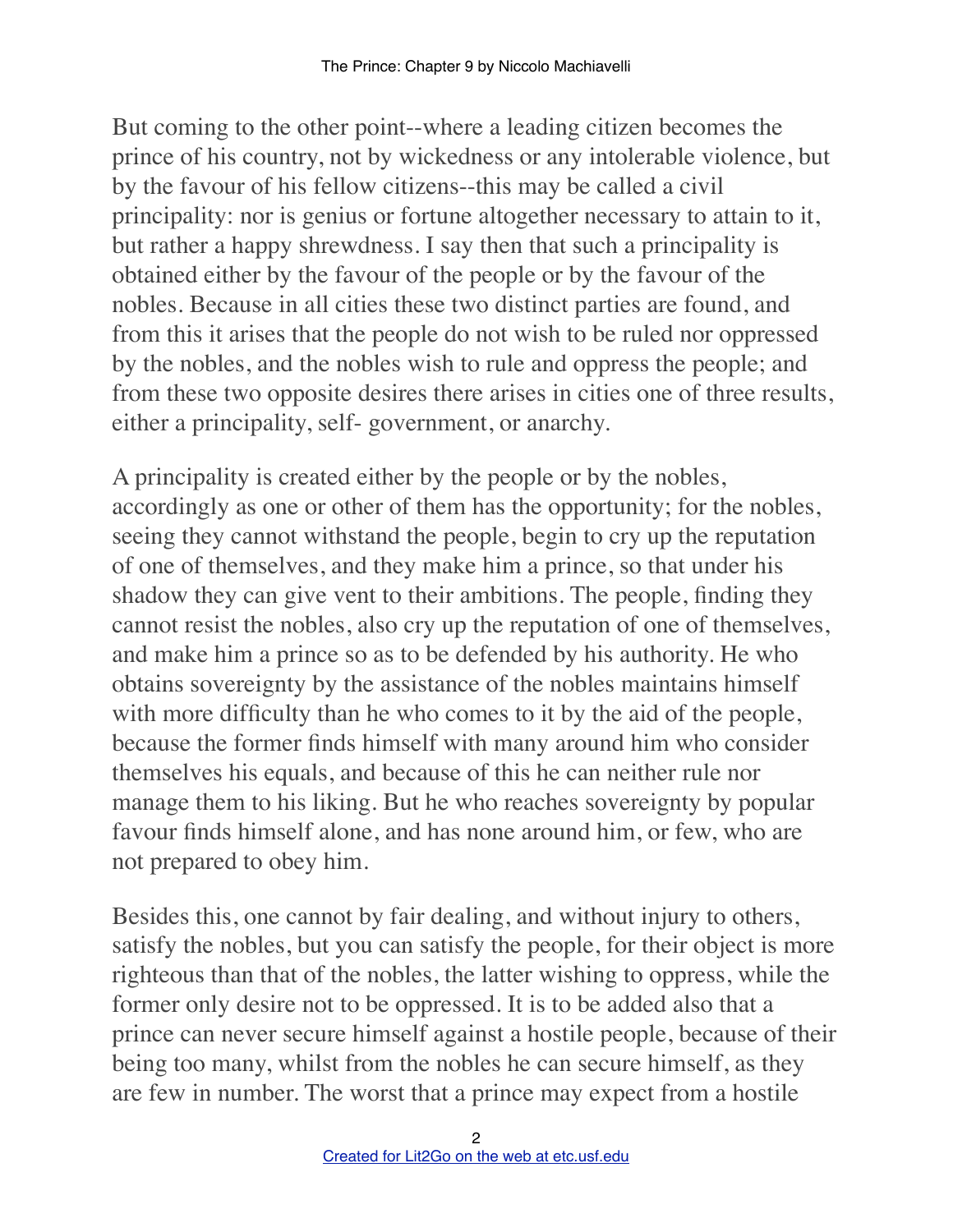But coming to the other point--where a leading citizen becomes the prince of his country, not by wickedness or any intolerable violence, but by the favour of his fellow citizens--this may be called a civil principality: nor is genius or fortune altogether necessary to attain to it, but rather a happy shrewdness. I say then that such a principality is obtained either by the favour of the people or by the favour of the nobles. Because in all cities these two distinct parties are found, and from this it arises that the people do not wish to be ruled nor oppressed by the nobles, and the nobles wish to rule and oppress the people; and from these two opposite desires there arises in cities one of three results, either a principality, self- government, or anarchy.

A principality is created either by the people or by the nobles, accordingly as one or other of them has the opportunity; for the nobles, seeing they cannot withstand the people, begin to cry up the reputation of one of themselves, and they make him a prince, so that under his shadow they can give vent to their ambitions. The people, finding they cannot resist the nobles, also cry up the reputation of one of themselves, and make him a prince so as to be defended by his authority. He who obtains sovereignty by the assistance of the nobles maintains himself with more difficulty than he who comes to it by the aid of the people, because the former finds himself with many around him who consider themselves his equals, and because of this he can neither rule nor manage them to his liking. But he who reaches sovereignty by popular favour finds himself alone, and has none around him, or few, who are not prepared to obey him.

Besides this, one cannot by fair dealing, and without injury to others, satisfy the nobles, but you can satisfy the people, for their object is more righteous than that of the nobles, the latter wishing to oppress, while the former only desire not to be oppressed. It is to be added also that a prince can never secure himself against a hostile people, because of their being too many, whilst from the nobles he can secure himself, as they are few in number. The worst that a prince may expect from a hostile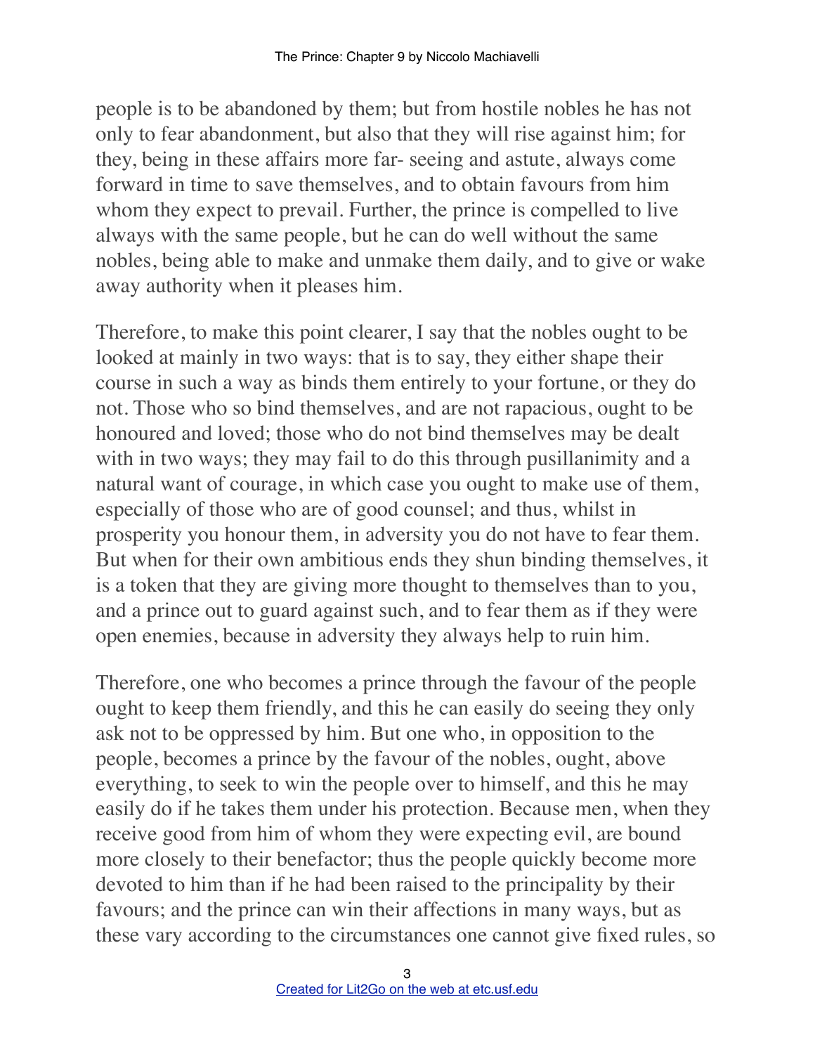people is to be abandoned by them; but from hostile nobles he has not only to fear abandonment, but also that they will rise against him; for they, being in these affairs more far- seeing and astute, always come forward in time to save themselves, and to obtain favours from him whom they expect to prevail. Further, the prince is compelled to live always with the same people, but he can do well without the same nobles, being able to make and unmake them daily, and to give or wake away authority when it pleases him.

Therefore, to make this point clearer, I say that the nobles ought to be looked at mainly in two ways: that is to say, they either shape their course in such a way as binds them entirely to your fortune, or they do not. Those who so bind themselves, and are not rapacious, ought to be honoured and loved; those who do not bind themselves may be dealt with in two ways; they may fail to do this through pusillanimity and a natural want of courage, in which case you ought to make use of them, especially of those who are of good counsel; and thus, whilst in prosperity you honour them, in adversity you do not have to fear them. But when for their own ambitious ends they shun binding themselves, it is a token that they are giving more thought to themselves than to you, and a prince out to guard against such, and to fear them as if they were open enemies, because in adversity they always help to ruin him.

Therefore, one who becomes a prince through the favour of the people ought to keep them friendly, and this he can easily do seeing they only ask not to be oppressed by him. But one who, in opposition to the people, becomes a prince by the favour of the nobles, ought, above everything, to seek to win the people over to himself, and this he may easily do if he takes them under his protection. Because men, when they receive good from him of whom they were expecting evil, are bound more closely to their benefactor; thus the people quickly become more devoted to him than if he had been raised to the principality by their favours; and the prince can win their affections in many ways, but as these vary according to the circumstances one cannot give fixed rules, so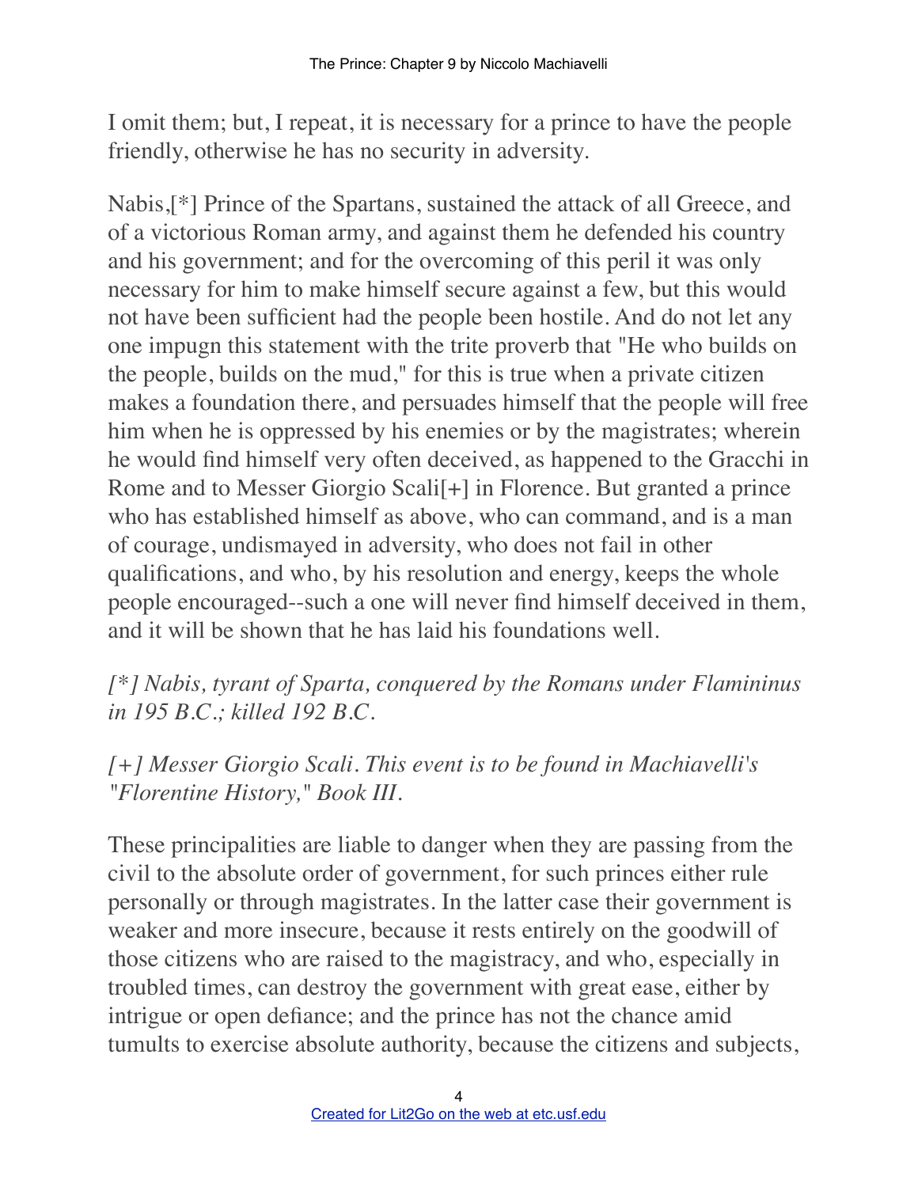I omit them; but, I repeat, it is necessary for a prince to have the people friendly, otherwise he has no security in adversity.

Nabis,[*] Prince of the Spartans, sustained the attack of all Greece, and of a victorious Roman army, and against them he defended his country and his government; and for the overcoming of this peril it was only necessary for him to make himself secure against a few, but this would not have been sufficient had the people been hostile. And do not let any one impugn this statement with the trite proverb that "He who builds on the people, builds on the mud," for this is true when a private citizen makes a foundation there, and persuades himself that the people will free him when he is oppressed by his enemies or by the magistrates; wherein he would find himself very often deceived, as happened to the Gracchi in Rome and to Messer Giorgio Scali[+] in Florence. But granted a prince who has established himself as above, who can command, and is a man of courage, undismayed in adversity, who does not fail in other qualifications, and who, by his resolution and energy, keeps the whole people encouraged--such a one will never find himself deceived in them, and it will be shown that he has laid his foundations well.

*[*] Nabis, tyrant of Sparta, conquered by the Romans under Flamininus in 195 B.C.; killed 192 B.C.*

*[+] Messer Giorgio Scali. This event is to be found in Machiavelli's "Florentine History," Book III.*

These principalities are liable to danger when they are passing from the civil to the absolute order of government, for such princes either rule personally or through magistrates. In the latter case their government is weaker and more insecure, because it rests entirely on the goodwill of those citizens who are raised to the magistracy, and who, especially in troubled times, can destroy the government with great ease, either by intrigue or open defiance; and the prince has not the chance amid tumults to exercise absolute authority, because the citizens and subjects,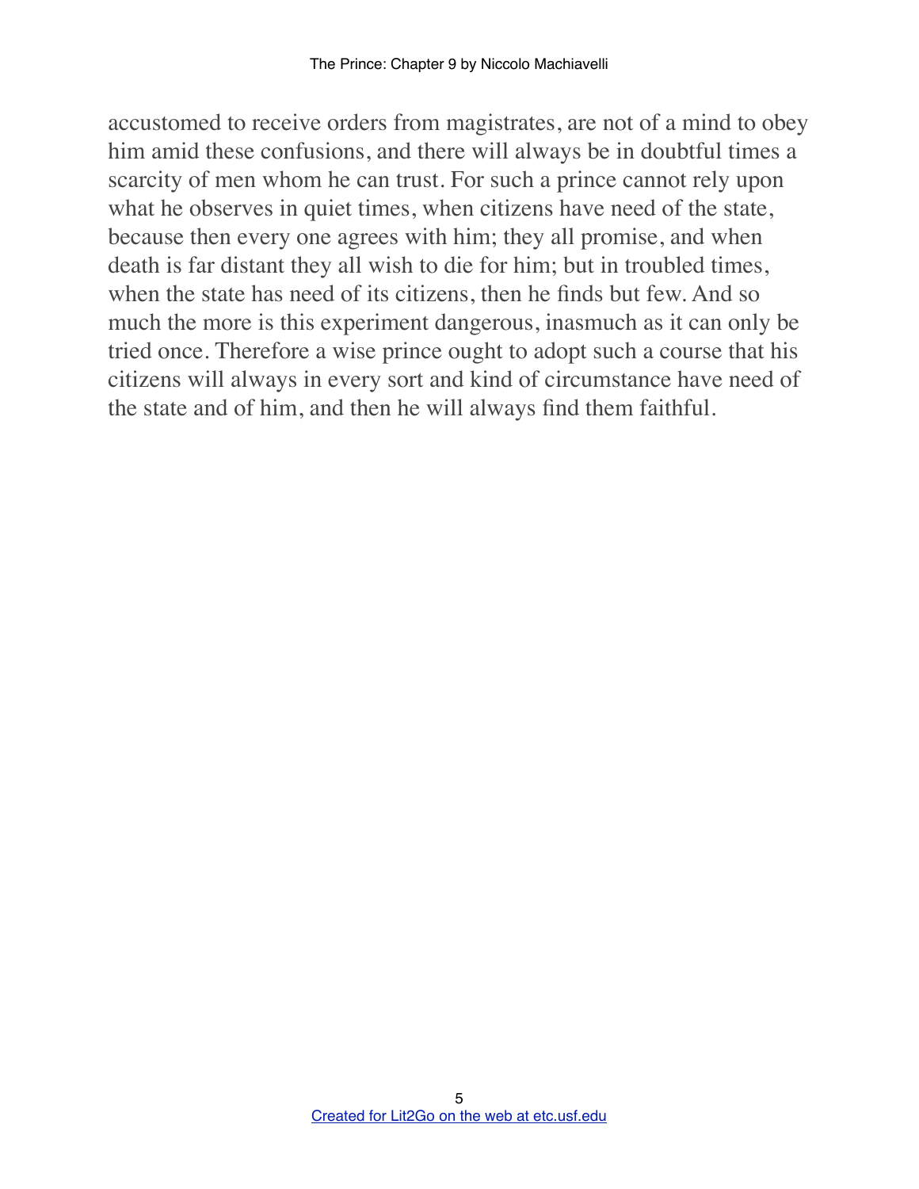accustomed to receive orders from magistrates, are not of a mind to obey him amid these confusions, and there will always be in doubtful times a scarcity of men whom he can trust. For such a prince cannot rely upon what he observes in quiet times, when citizens have need of the state, because then every one agrees with him; they all promise, and when death is far distant they all wish to die for him; but in troubled times, when the state has need of its citizens, then he finds but few. And so much the more is this experiment dangerous, inasmuch as it can only be tried once. Therefore a wise prince ought to adopt such a course that his citizens will always in every sort and kind of circumstance have need of the state and of him, and then he will always find them faithful.